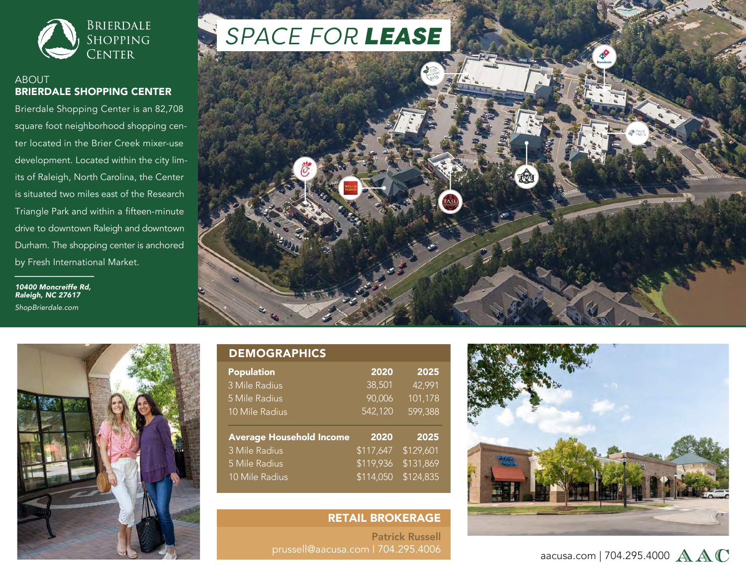# Brierdale Shopping Center

## About Brierdale Shopping Center

Brierdale Shopping Center is an 82,708 square foot neighborhood shopping center located in the Brier Creek mixer-use development. Located within the city limits of Raleigh, North Carolina, the Center is situated two miles east of the Research Triangle Park and within a fifteen-minute drive to downtown Raleigh and downtown Durham. The shopping center is anchored by Fresh International Market.

***10400 Moncreiffe Rd, Raleigh, NC 27617***

*ShopBrierdale.com*

# SPACE FOR **LEASE**

## DEMOGRAPHICS

| Population | 2020 | 2025 |
|---|---|---|
| 3 Mile Radius | 38,501 | 42,991 |
| 5 Mile Radius | 90,006 | 101,178 |
| 10 Mile Radius | 542,120 | 599,388 |

| Average Household Income | 2020 | 2025 |
|---|---|---|
| 3 Mile Radius | $117,647 | $129,601 |
| 5 Mile Radius | $119,936 | $131,869 |
| 10 Mile Radius | $114,050 | $124,835 |

## RETAIL BROKERAGE

**Patrick Russell**
prussell@aacusa.com | 704.295.4006

aacusa.com | 704.295.4000 AAC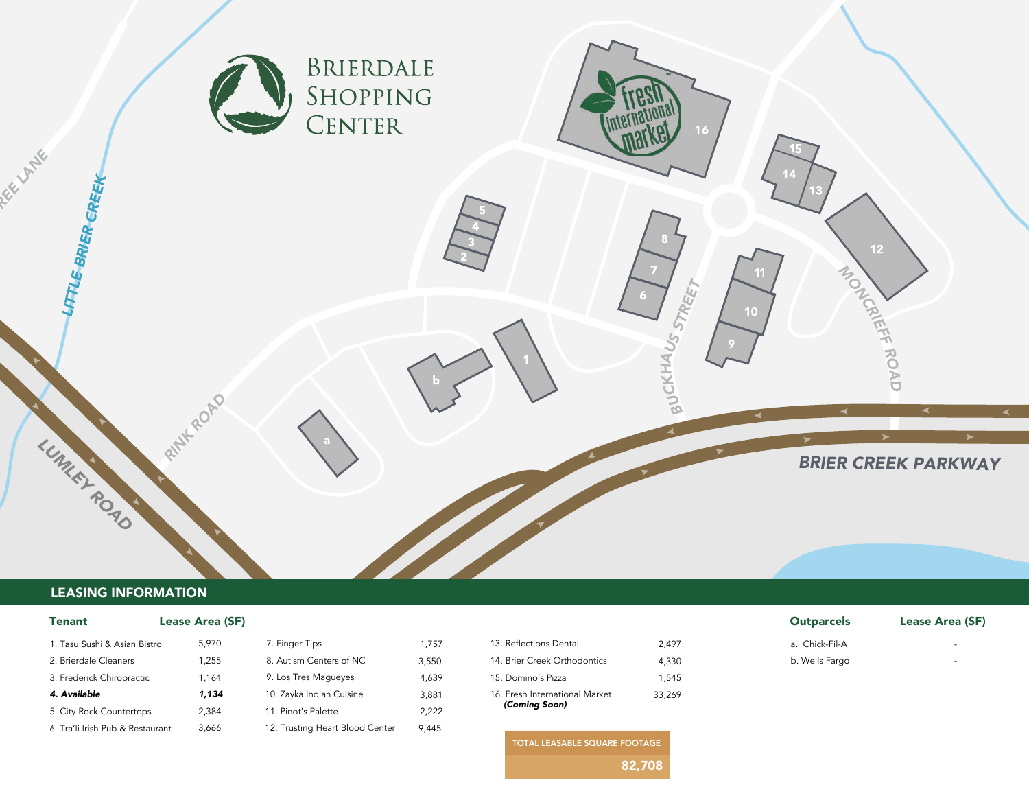# BRIERDALE SHOPPING CENTER

LITTLE BRIER CREEK

LUMLEY ROAD

RINK ROAD

BUCKHAUS STREET

MONCRIEFF ROAD

BRIER CREEK PARKWAY

## LEASING INFORMATION

| Tenant | Lease Area (SF) |
|---|---|
| 1. Tasu Sushi & Asian Bistro | 5,970 |
| 2. Brierdale Cleaners | 1,255 |
| 3. Frederick Chiropractic | 1,164 |
| ***4. Available*** | ***1,134*** |
| 5. City Rock Countertops | 2,384 |
| 6. Tra'li Irish Pub & Restaurant | 3,666 |
| 7. Finger Tips | 1,757 |
| 8. Autism Centers of NC | 3,550 |
| 9. Los Tres Magueyes | 4,639 |
| 10. Zayka Indian Cuisine | 3,881 |
| 11. Pinot's Palette | 2,222 |
| 12. Trusting Heart Blood Center | 9,445 |
| 13. Reflections Dental | 2,497 |
| 14. Brier Creek Orthodontics | 4,330 |
| 15. Domino's Pizza | 1,545 |
| 16. Fresh International Market ***(Coming Soon)*** | 33,269 |

| Outparcels | Lease Area (SF) |
|---|---|
| a. Chick-Fil-A | - |
| b. Wells Fargo | - |

TOTAL LEASABLE SQUARE FOOTAGE

**82,708**